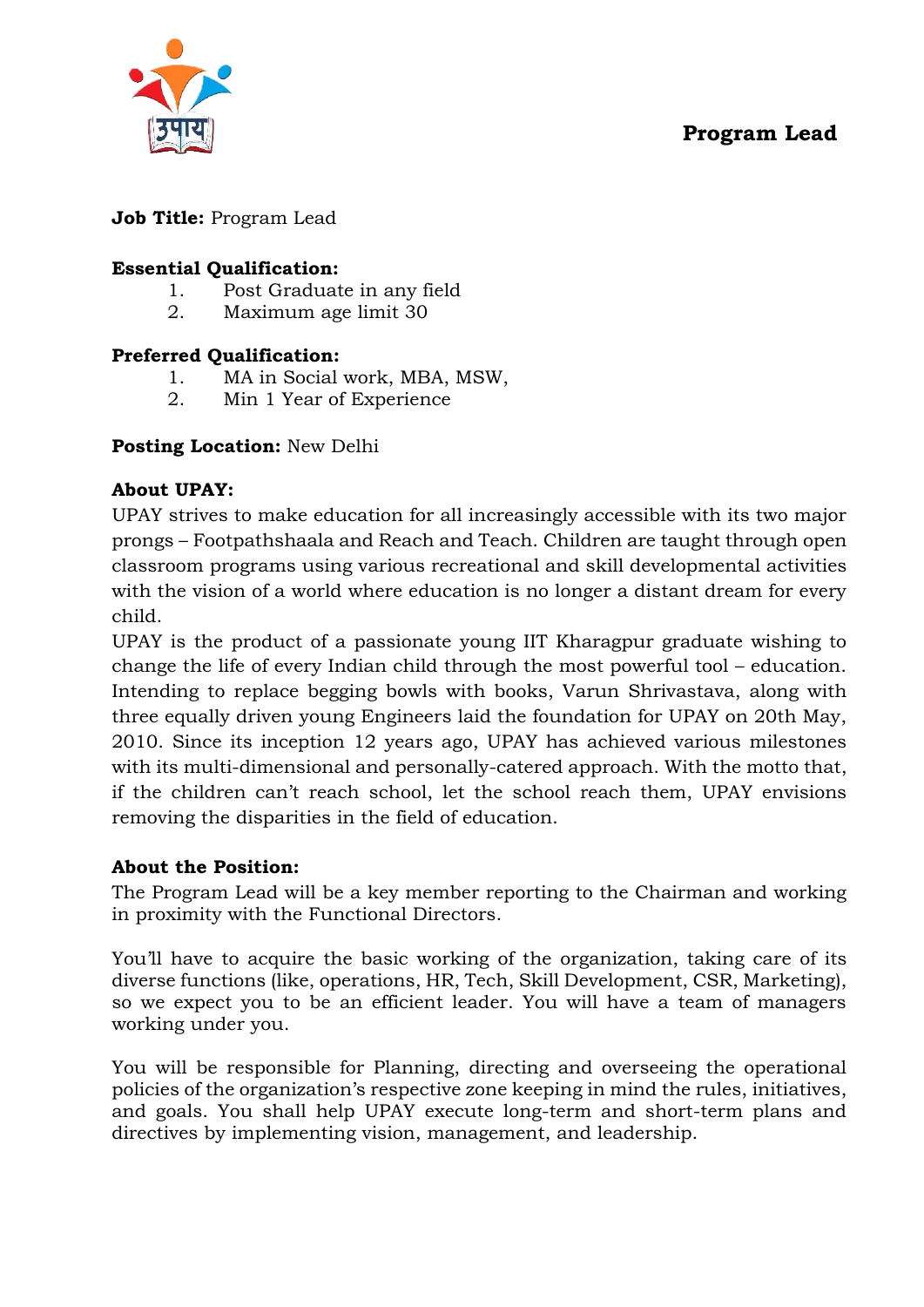# Program Lead

**Job Title:** Program Lead

**Essential Qualification:**

1. Post Graduate in any field
2. Maximum age limit 30

**Preferred Qualification:**

1. MA in Social work, MBA, MSW,
2. Min 1 Year of Experience

**Posting Location:** New Delhi

**About UPAY:**

UPAY strives to make education for all increasingly accessible with its two major prongs – Footpathshaala and Reach and Teach. Children are taught through open classroom programs using various recreational and skill developmental activities with the vision of a world where education is no longer a distant dream for every child.

UPAY is the product of a passionate young IIT Kharagpur graduate wishing to change the life of every Indian child through the most powerful tool – education. Intending to replace begging bowls with books, Varun Shrivastava, along with three equally driven young Engineers laid the foundation for UPAY on 20th May, 2010. Since its inception 12 years ago, UPAY has achieved various milestones with its multi-dimensional and personally-catered approach. With the motto that, if the children can't reach school, let the school reach them, UPAY envisions removing the disparities in the field of education.

**About the Position:**

The Program Lead will be a key member reporting to the Chairman and working in proximity with the Functional Directors.

You'll have to acquire the basic working of the organization, taking care of its diverse functions (like, operations, HR, Tech, Skill Development, CSR, Marketing), so we expect you to be an efficient leader. You will have a team of managers working under you.

You will be responsible for Planning, directing and overseeing the operational policies of the organization's respective zone keeping in mind the rules, initiatives, and goals. You shall help UPAY execute long-term and short-term plans and directives by implementing vision, management, and leadership.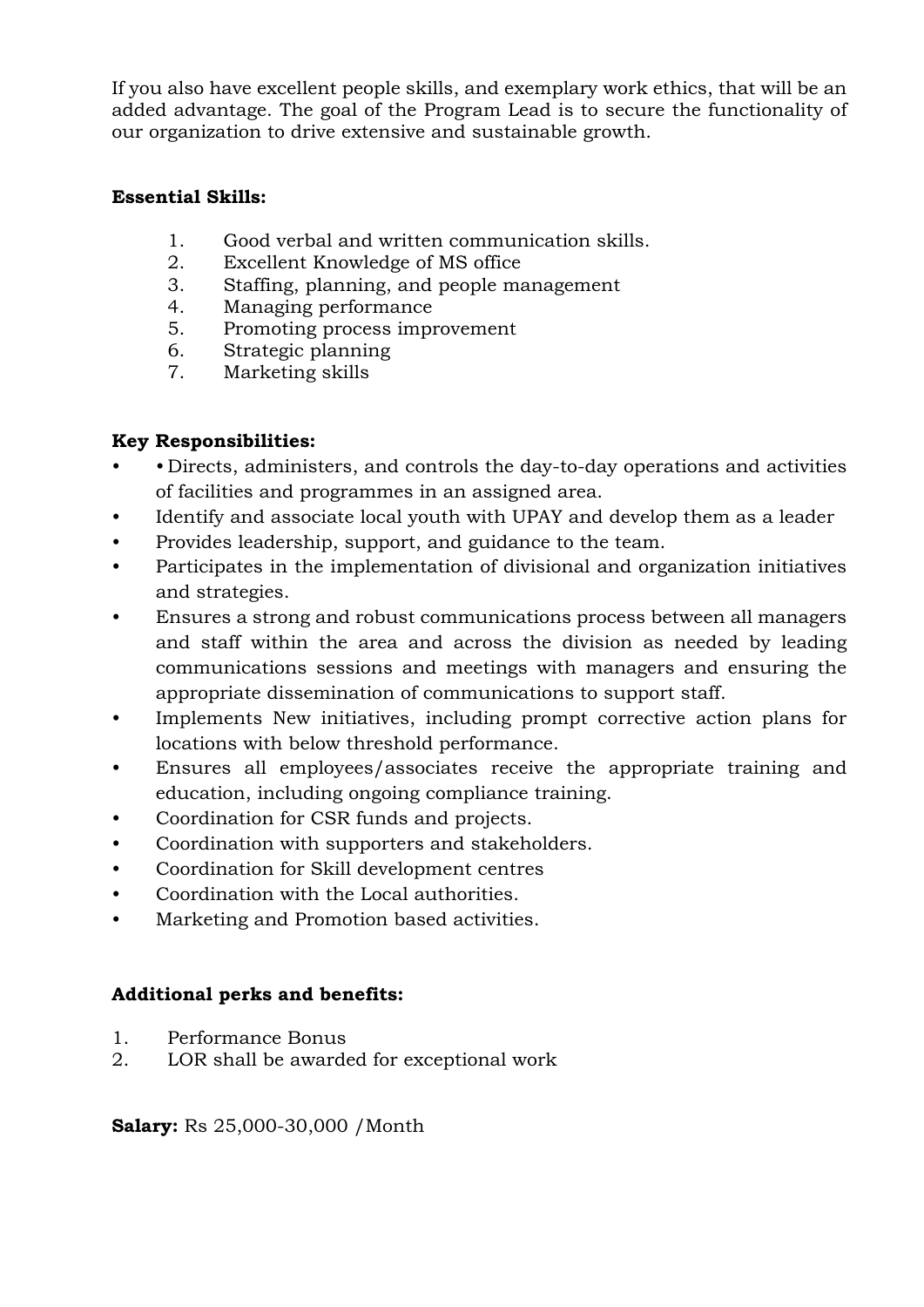If you also have excellent people skills, and exemplary work ethics, that will be an added advantage. The goal of the Program Lead is to secure the functionality of our organization to drive extensive and sustainable growth.

**Essential Skills:**

1. Good verbal and written communication skills.
2. Excellent Knowledge of MS office
3. Staffing, planning, and people management
4. Managing performance
5. Promoting process improvement
6. Strategic planning
7. Marketing skills

**Key Responsibilities:**

- • Directs, administers, and controls the day-to-day operations and activities of facilities and programmes in an assigned area.
- Identify and associate local youth with UPAY and develop them as a leader
- Provides leadership, support, and guidance to the team.
- Participates in the implementation of divisional and organization initiatives and strategies.
- Ensures a strong and robust communications process between all managers and staff within the area and across the division as needed by leading communications sessions and meetings with managers and ensuring the appropriate dissemination of communications to support staff.
- Implements New initiatives, including prompt corrective action plans for locations with below threshold performance.
- Ensures all employees/associates receive the appropriate training and education, including ongoing compliance training.
- Coordination for CSR funds and projects.
- Coordination with supporters and stakeholders.
- Coordination for Skill development centres
- Coordination with the Local authorities.
- Marketing and Promotion based activities.

**Additional perks and benefits:**

1. Performance Bonus
2. LOR shall be awarded for exceptional work

**Salary:** Rs 25,000-30,000 /Month